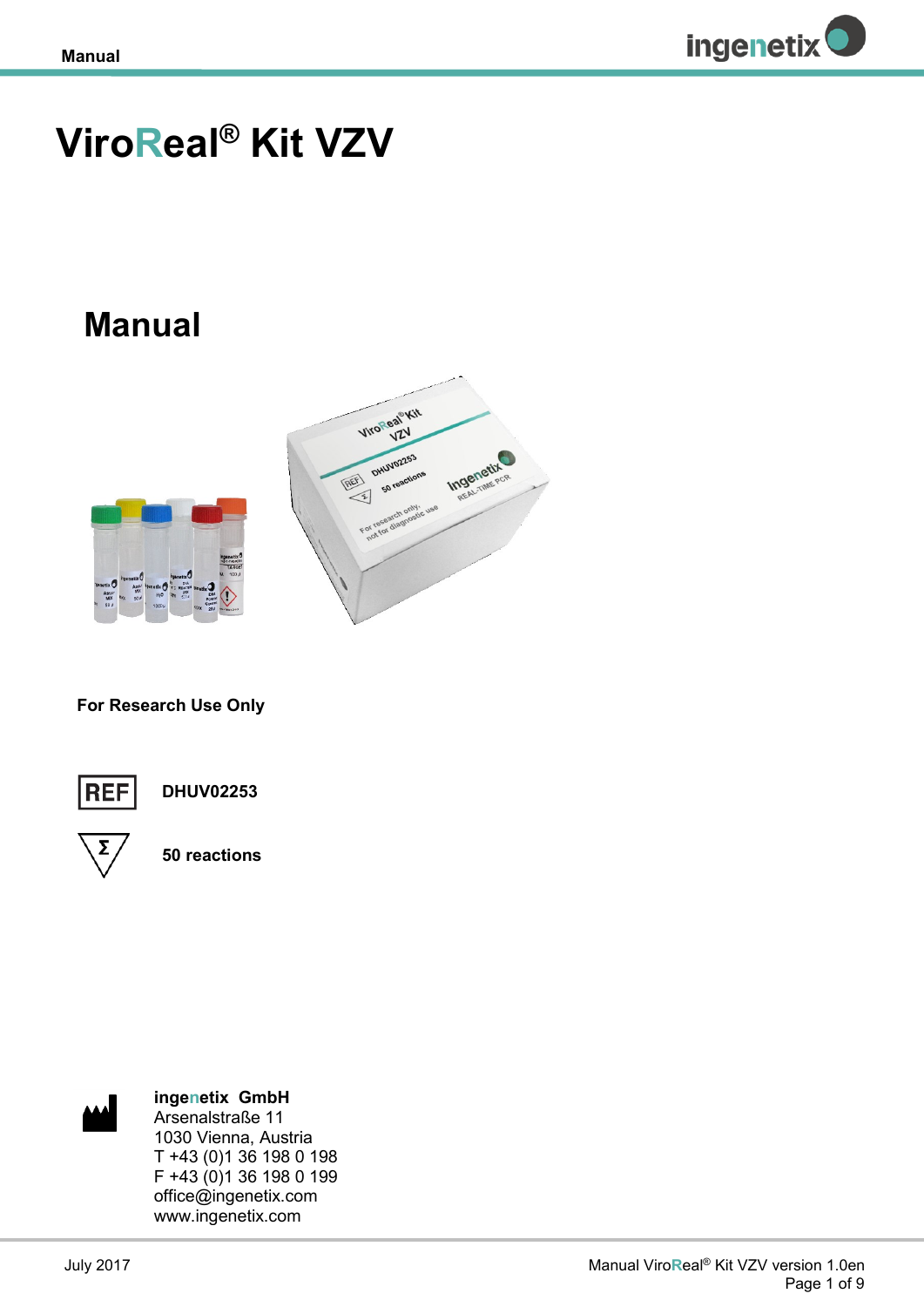# ViroReal® Kit VZV

## Manual

**For Research Use Only**

REF **DHUV02253**

Σ **50 reactions**

**ingenetix GmbH**
Arsenalstraße 11
1030 Vienna, Austria
T +43 (0)1 36 198 0 198
F +43 (0)1 36 198 0 199
office@ingenetix.com
www.ingenetix.com

July 2017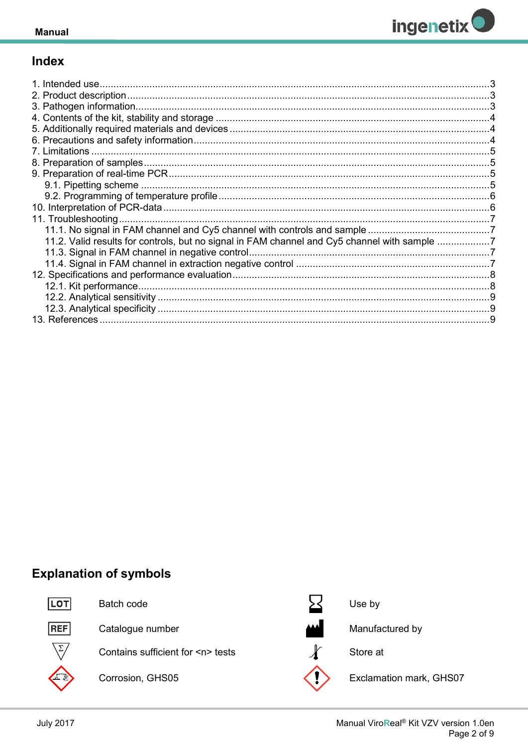## Index

1. Intended use ........................................................................................................................................3
2. Product description .............................................................................................................................3
3. Pathogen information...........................................................................................................................3
4. Contents of the kit, stability and storage ............................................................................................4
5. Additionally required materials and devices .......................................................................................4
6. Precautions and safety information.....................................................................................................4
7. Limitations ..........................................................................................................................................5
8. Preparation of samples........................................................................................................................5
9. Preparation of real-time PCR...............................................................................................................5
   9.1. Pipetting scheme .........................................................................................................................5
   9.2. Programming of temperature profile.............................................................................................6
10. Interpretation of PCR-data.................................................................................................................6
11. Troubleshooting.................................................................................................................................7
   11.1. No signal in FAM channel and Cy5 channel with controls and sample ........................................7
   11.2. Valid results for controls, but no signal in FAM channel and Cy5 channel with sample ................7
   11.3. Signal in FAM channel in negative control...................................................................................7
   11.4. Signal in FAM channel in extraction negative control ..................................................................7
12. Specifications and performance evaluation........................................................................................8
   12.1. Kit performance...........................................................................................................................8
   12.2. Analytical sensitivity ....................................................................................................................9
   12.3. Analytical specificity ....................................................................................................................9
13. References ........................................................................................................................................9

## Explanation of symbols

| | | | |
|---|---|---|---|
| LOT | Batch code | | Use by |
| REF | Catalogue number | | Manufactured by |
| Σ | Contains sufficient for <n> tests | | Store at |
| | Corrosion, GHS05 | | Exclamation mark, GHS07 |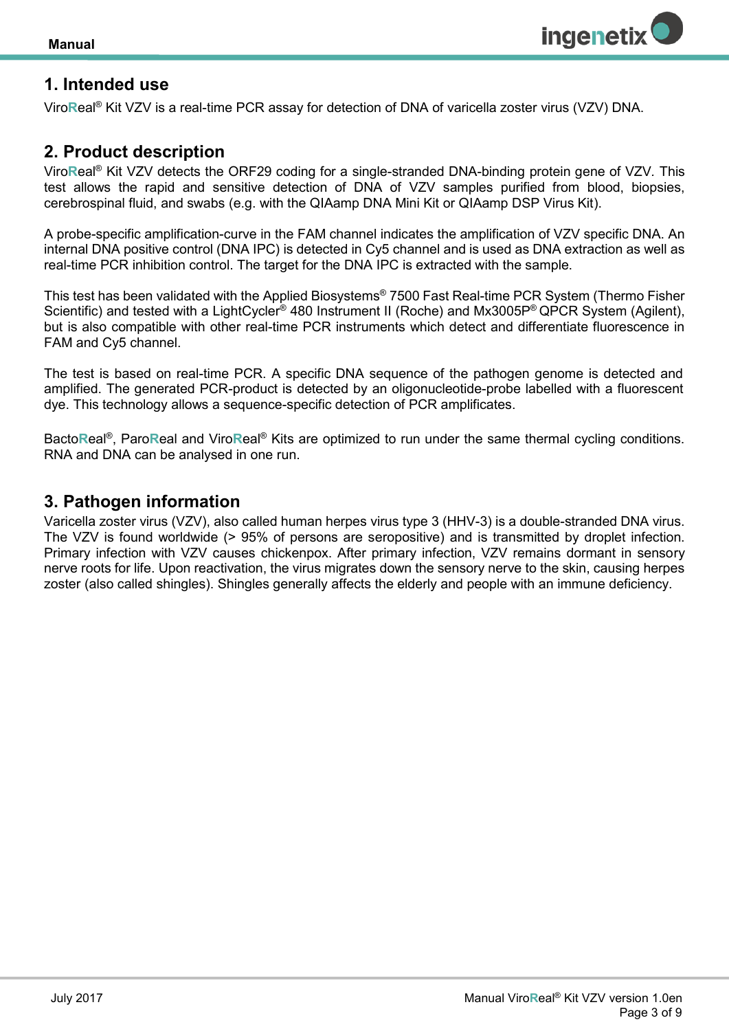## 1. Intended use

ViroReal® Kit VZV is a real-time PCR assay for detection of DNA of varicella zoster virus (VZV) DNA.

## 2. Product description

ViroReal® Kit VZV detects the ORF29 coding for a single-stranded DNA-binding protein gene of VZV. This test allows the rapid and sensitive detection of DNA of VZV samples purified from blood, biopsies, cerebrospinal fluid, and swabs (e.g. with the QIAamp DNA Mini Kit or QIAamp DSP Virus Kit).

A probe-specific amplification-curve in the FAM channel indicates the amplification of VZV specific DNA. An internal DNA positive control (DNA IPC) is detected in Cy5 channel and is used as DNA extraction as well as real-time PCR inhibition control. The target for the DNA IPC is extracted with the sample.

This test has been validated with the Applied Biosystems® 7500 Fast Real-time PCR System (Thermo Fisher Scientific) and tested with a LightCycler® 480 Instrument II (Roche) and Mx3005P® QPCR System (Agilent), but is also compatible with other real-time PCR instruments which detect and differentiate fluorescence in FAM and Cy5 channel.

The test is based on real-time PCR. A specific DNA sequence of the pathogen genome is detected and amplified. The generated PCR-product is detected by an oligonucleotide-probe labelled with a fluorescent dye. This technology allows a sequence-specific detection of PCR amplificates.

BactoReal®, ParoReal and ViroReal® Kits are optimized to run under the same thermal cycling conditions. RNA and DNA can be analysed in one run.

## 3. Pathogen information

Varicella zoster virus (VZV), also called human herpes virus type 3 (HHV-3) is a double-stranded DNA virus. The VZV is found worldwide (> 95% of persons are seropositive) and is transmitted by droplet infection. Primary infection with VZV causes chickenpox. After primary infection, VZV remains dormant in sensory nerve roots for life. Upon reactivation, the virus migrates down the sensory nerve to the skin, causing herpes zoster (also called shingles). Shingles generally affects the elderly and people with an immune deficiency.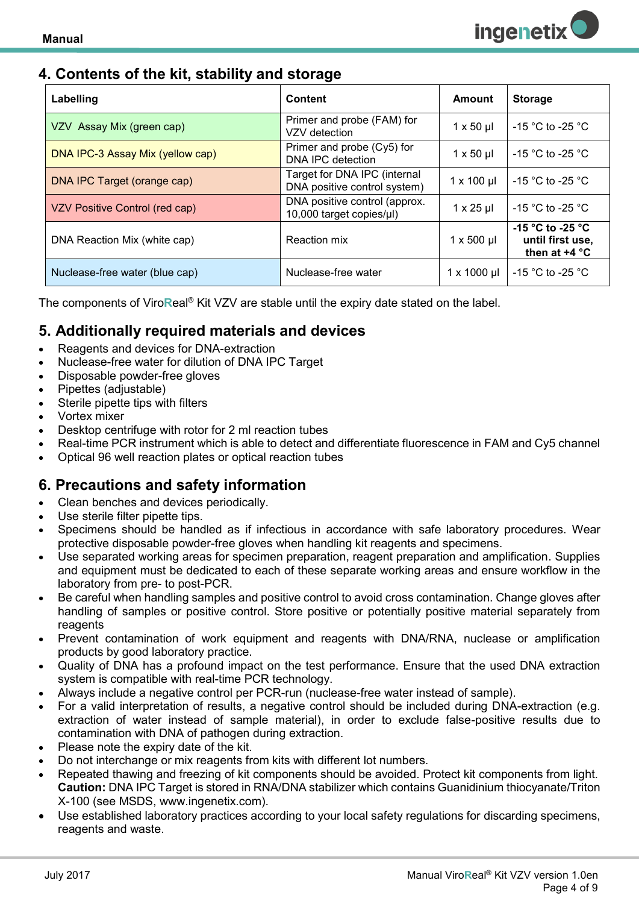## 4. Contents of the kit, stability and storage

| Labelling | Content | Amount | Storage |
|---|---|---|---|
| VZV Assay Mix (green cap) | Primer and probe (FAM) for VZV detection | 1 x 50 µl | -15 °C to -25 °C |
| DNA IPC-3 Assay Mix (yellow cap) | Primer and probe (Cy5) for DNA IPC detection | 1 x 50 µl | -15 °C to -25 °C |
| DNA IPC Target (orange cap) | Target for DNA IPC (internal DNA positive control system) | 1 x 100 µl | -15 °C to -25 °C |
| VZV Positive Control (red cap) | DNA positive control (approx. 10,000 target copies/µl) | 1 x 25 µl | -15 °C to -25 °C |
| DNA Reaction Mix (white cap) | Reaction mix | 1 x 500 µl | **-15 °C to -25 °C until first use, then at +4 °C** |
| Nuclease-free water (blue cap) | Nuclease-free water | 1 x 1000 µl | -15 °C to -25 °C |

The components of ViroReal® Kit VZV are stable until the expiry date stated on the label.

## 5. Additionally required materials and devices

- Reagents and devices for DNA-extraction
- Nuclease-free water for dilution of DNA IPC Target
- Disposable powder-free gloves
- Pipettes (adjustable)
- Sterile pipette tips with filters
- Vortex mixer
- Desktop centrifuge with rotor for 2 ml reaction tubes
- Real-time PCR instrument which is able to detect and differentiate fluorescence in FAM and Cy5 channel
- Optical 96 well reaction plates or optical reaction tubes

## 6. Precautions and safety information

- Clean benches and devices periodically.
- Use sterile filter pipette tips.
- Specimens should be handled as if infectious in accordance with safe laboratory procedures. Wear protective disposable powder-free gloves when handling kit reagents and specimens.
- Use separated working areas for specimen preparation, reagent preparation and amplification. Supplies and equipment must be dedicated to each of these separate working areas and ensure workflow in the laboratory from pre- to post-PCR.
- Be careful when handling samples and positive control to avoid cross contamination. Change gloves after handling of samples or positive control. Store positive or potentially positive material separately from reagents
- Prevent contamination of work equipment and reagents with DNA/RNA, nuclease or amplification products by good laboratory practice.
- Quality of DNA has a profound impact on the test performance. Ensure that the used DNA extraction system is compatible with real-time PCR technology.
- Always include a negative control per PCR-run (nuclease-free water instead of sample).
- For a valid interpretation of results, a negative control should be included during DNA-extraction (e.g. extraction of water instead of sample material), in order to exclude false-positive results due to contamination with DNA of pathogen during extraction.
- Please note the expiry date of the kit.
- Do not interchange or mix reagents from kits with different lot numbers.
- Repeated thawing and freezing of kit components should be avoided. Protect kit components from light. **Caution:** DNA IPC Target is stored in RNA/DNA stabilizer which contains Guanidinium thiocyanate/Triton X-100 (see MSDS, www.ingenetix.com).
- Use established laboratory practices according to your local safety regulations for discarding specimens, reagents and waste.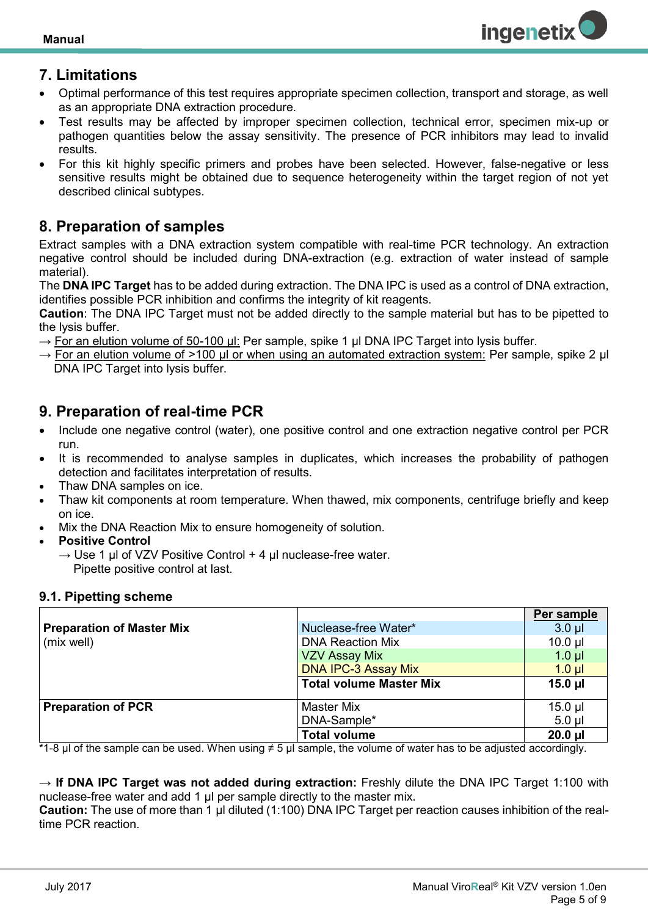## 7. Limitations

- Optimal performance of this test requires appropriate specimen collection, transport and storage, as well as an appropriate DNA extraction procedure.
- Test results may be affected by improper specimen collection, technical error, specimen mix-up or pathogen quantities below the assay sensitivity. The presence of PCR inhibitors may lead to invalid results.
- For this kit highly specific primers and probes have been selected. However, false-negative or less sensitive results might be obtained due to sequence heterogeneity within the target region of not yet described clinical subtypes.

## 8. Preparation of samples

Extract samples with a DNA extraction system compatible with real-time PCR technology. An extraction negative control should be included during DNA-extraction (e.g. extraction of water instead of sample material).
The **DNA IPC Target** has to be added during extraction. The DNA IPC is used as a control of DNA extraction, identifies possible PCR inhibition and confirms the integrity of kit reagents.
**Caution**: The DNA IPC Target must not be added directly to the sample material but has to be pipetted to the lysis buffer.
→ <u>For an elution volume of 50-100 µl:</u> Per sample, spike 1 µl DNA IPC Target into lysis buffer.
→ <u>For an elution volume of >100 µl or when using an automated extraction system:</u> Per sample, spike 2 µl DNA IPC Target into lysis buffer.

## 9. Preparation of real-time PCR

- Include one negative control (water), one positive control and one extraction negative control per PCR run.
- It is recommended to analyse samples in duplicates, which increases the probability of pathogen detection and facilitates interpretation of results.
- Thaw DNA samples on ice.
- Thaw kit components at room temperature. When thawed, mix components, centrifuge briefly and keep on ice.
- Mix the DNA Reaction Mix to ensure homogeneity of solution.
- **Positive Control**
  → Use 1 µl of VZV Positive Control + 4 µl nuclease-free water.
  Pipette positive control at last.

### 9.1. Pipetting scheme

| | | Per sample |
|---|---|---|
| **Preparation of Master Mix** (mix well) | Nuclease-free Water* | 3.0 µl |
| | DNA Reaction Mix | 10.0 µl |
| | VZV Assay Mix | 1.0 µl |
| | DNA IPC-3 Assay Mix | 1.0 µl |
| | **Total volume Master Mix** | **15.0 µl** |
| **Preparation of PCR** | Master Mix | 15.0 µl |
| | DNA-Sample* | 5.0 µl |
| | **Total volume** | **20.0 µl** |

*1-8 µl of the sample can be used. When using ≠ 5 µl sample, the volume of water has to be adjusted accordingly.

→ **If DNA IPC Target was not added during extraction:** Freshly dilute the DNA IPC Target 1:100 with nuclease-free water and add 1 µl per sample directly to the master mix.
**Caution:** The use of more than 1 µl diluted (1:100) DNA IPC Target per reaction causes inhibition of the real-time PCR reaction.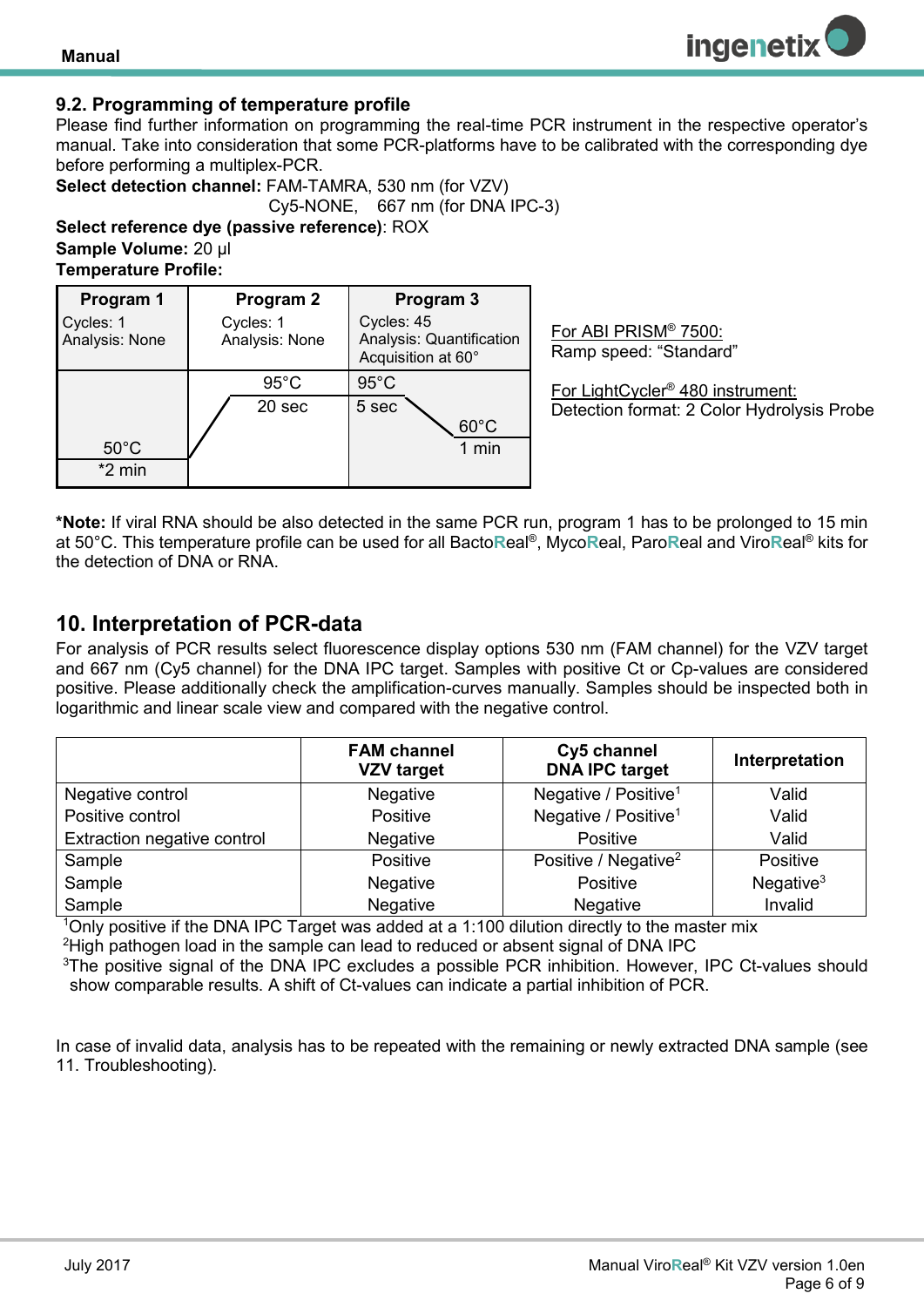## 9.2. Programming of temperature profile

Please find further information on programming the real-time PCR instrument in the respective operator's manual. Take into consideration that some PCR-platforms have to be calibrated with the corresponding dye before performing a multiplex-PCR.

**Select detection channel:** FAM-TAMRA, 530 nm (for VZV)
Cy5-NONE, 667 nm (for DNA IPC-3)

**Select reference dye (passive reference)**: ROX

**Sample Volume:** 20 µl

**Temperature Profile:**

| **Program 1** | **Program 2** | **Program 3** |
|---|---|---|
| Cycles: 1<br>Analysis: None | Cycles: 1<br>Analysis: None | Cycles: 45<br>Analysis: Quantification<br>Acquisition at 60° |
| 50°C<br>*2 min | 95°C<br>20 sec | 95°C<br>5 sec<br>60°C<br>1 min |

For ABI PRISM® 7500:
Ramp speed: "Standard"

For LightCycler® 480 instrument:
Detection format: 2 Color Hydrolysis Probe

***Note:** If viral RNA should be also detected in the same PCR run, program 1 has to be prolonged to 15 min at 50°C. This temperature profile can be used for all BactoReal®, MycoReal, ParoReal and ViroReal® kits for the detection of DNA or RNA.

# 10. Interpretation of PCR-data

For analysis of PCR results select fluorescence display options 530 nm (FAM channel) for the VZV target and 667 nm (Cy5 channel) for the DNA IPC target. Samples with positive Ct or Cp-values are considered positive. Please additionally check the amplification-curves manually. Samples should be inspected both in logarithmic and linear scale view and compared with the negative control.

| | **FAM channel**<br>**VZV target** | **Cy5 channel**<br>**DNA IPC target** | **Interpretation** |
|---|---|---|---|
| Negative control | Negative | Negative / Positive[1] | Valid |
| Positive control | Positive | Negative / Positive[1] | Valid |
| Extraction negative control | Negative | Positive | Valid |
| Sample | Positive | Positive / Negative[2] | Positive |
| Sample | Negative | Positive | Negative[3] |
| Sample | Negative | Negative | Invalid |

[1]Only positive if the DNA IPC Target was added at a 1:100 dilution directly to the master mix
[2]High pathogen load in the sample can lead to reduced or absent signal of DNA IPC
[3]The positive signal of the DNA IPC excludes a possible PCR inhibition. However, IPC Ct-values should show comparable results. A shift of Ct-values can indicate a partial inhibition of PCR.

In case of invalid data, analysis has to be repeated with the remaining or newly extracted DNA sample (see 11. Troubleshooting).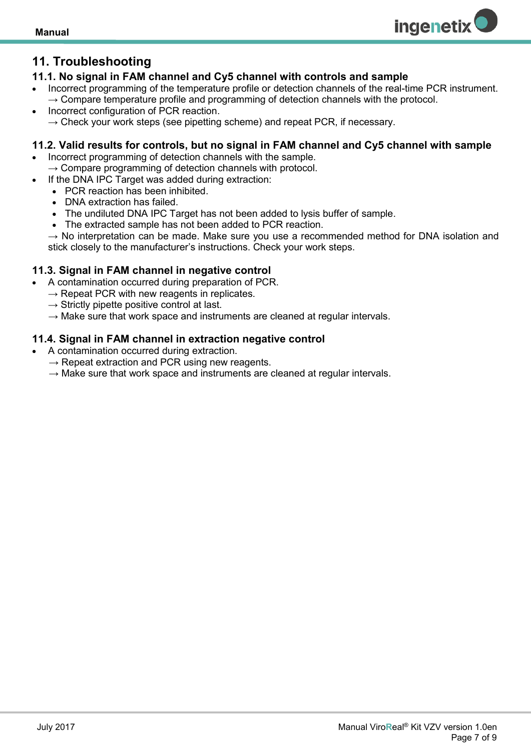# 11. Troubleshooting

## 11.1. No signal in FAM channel and Cy5 channel with controls and sample

- Incorrect programming of the temperature profile or detection channels of the real-time PCR instrument.
  → Compare temperature profile and programming of detection channels with the protocol.
- Incorrect configuration of PCR reaction.
  → Check your work steps (see pipetting scheme) and repeat PCR, if necessary.

## 11.2. Valid results for controls, but no signal in FAM channel and Cy5 channel with sample

- Incorrect programming of detection channels with the sample.
  → Compare programming of detection channels with protocol.
- If the DNA IPC Target was added during extraction:
  - PCR reaction has been inhibited.
  - DNA extraction has failed.
  - The undiluted DNA IPC Target has not been added to lysis buffer of sample.
  - The extracted sample has not been added to PCR reaction.

  → No interpretation can be made. Make sure you use a recommended method for DNA isolation and stick closely to the manufacturer's instructions. Check your work steps.

## 11.3. Signal in FAM channel in negative control

- A contamination occurred during preparation of PCR.
  → Repeat PCR with new reagents in replicates.
  → Strictly pipette positive control at last.
  → Make sure that work space and instruments are cleaned at regular intervals.

## 11.4. Signal in FAM channel in extraction negative control

- A contamination occurred during extraction.
  → Repeat extraction and PCR using new reagents.
  → Make sure that work space and instruments are cleaned at regular intervals.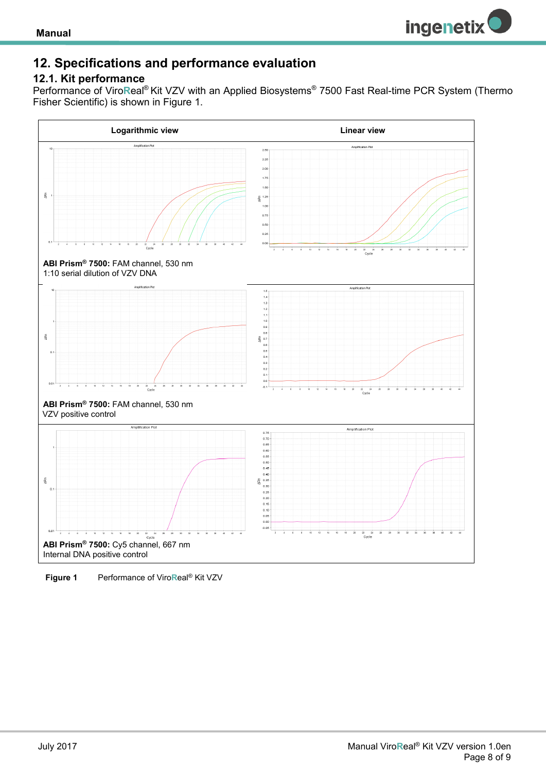# 12. Specifications and performance evaluation

## 12.1. Kit performance

Performance of ViroReal® Kit VZV with an Applied Biosystems® 7500 Fast Real-time PCR System (Thermo Fisher Scientific) is shown in Figure 1.

| Logarithmic view | Linear view |
|---|---|
| **ABI Prism® 7500:** FAM channel, 530 nm<br>1:10 serial dilution of VZV DNA | |
| **ABI Prism® 7500:** FAM channel, 530 nm<br>VZV positive control | |
| **ABI Prism® 7500:** Cy5 channel, 667 nm<br>Internal DNA positive control | |

**Figure 1** Performance of ViroReal® Kit VZV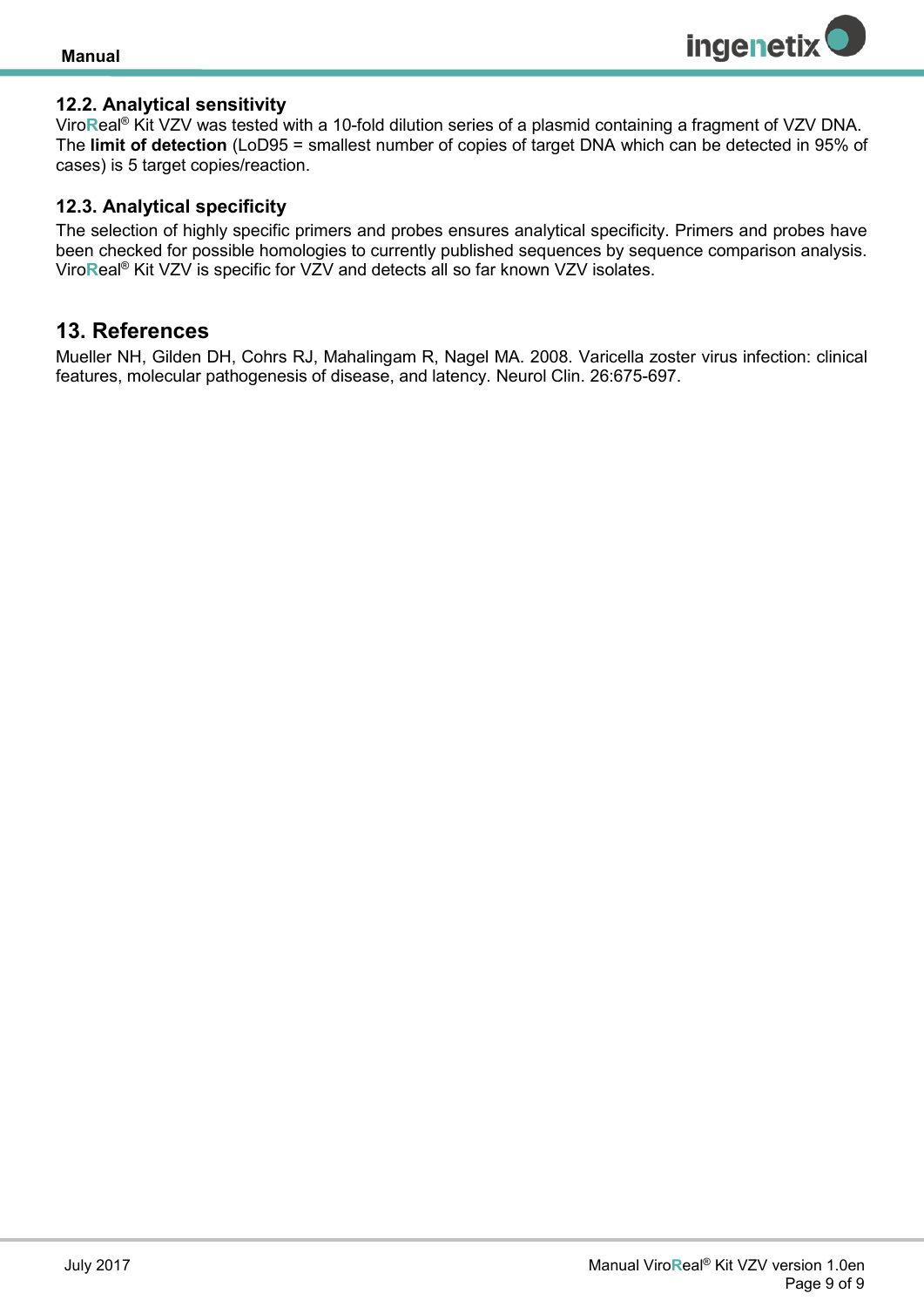### 12.2. Analytical sensitivity

ViroReal® Kit VZV was tested with a 10-fold dilution series of a plasmid containing a fragment of VZV DNA. The **limit of detection** (LoD95 = smallest number of copies of target DNA which can be detected in 95% of cases) is 5 target copies/reaction.

### 12.3. Analytical specificity

The selection of highly specific primers and probes ensures analytical specificity. Primers and probes have been checked for possible homologies to currently published sequences by sequence comparison analysis. ViroReal® Kit VZV is specific for VZV and detects all so far known VZV isolates.

## 13. References

Mueller NH, Gilden DH, Cohrs RJ, Mahalingam R, Nagel MA. 2008. Varicella zoster virus infection: clinical features, molecular pathogenesis of disease, and latency. Neurol Clin. 26:675-697.